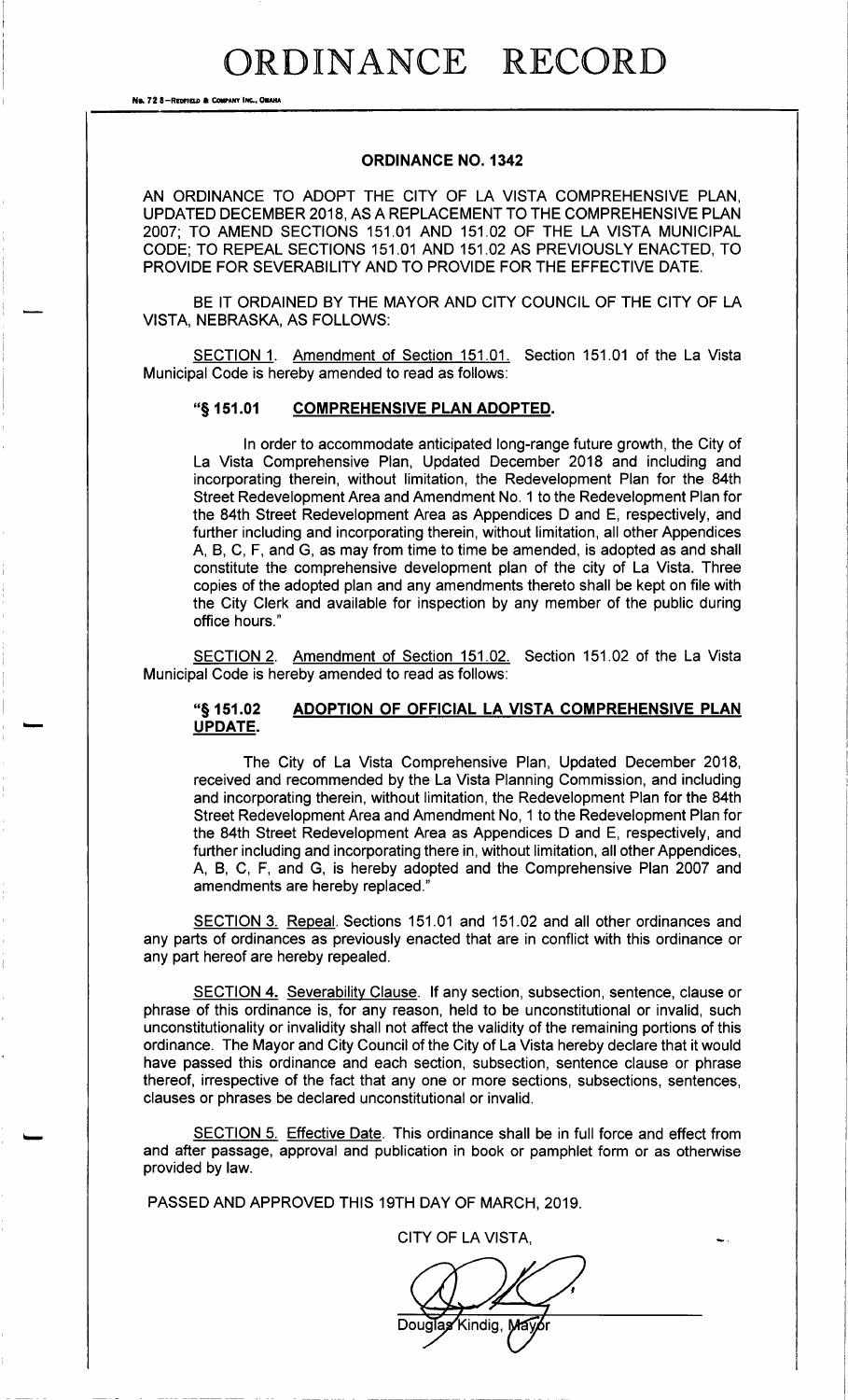# ORDINANCE RECORD

No. 72 8—REDFIELD & COMPANY INC., OMAHA

## ORDINANCE NO. 1342

AN ORDINANCE TO ADOPT THE CITY OF LA VISTA COMPREHENSIVE PLAN, UPDATED DECEMBER 2018, AS A REPLACEMENT TO THE COMPREHENSIVE PLAN 2007; TO AMEND SECTIONS 151.01 AND 151.02 OF THE LA VISTA MUNICIPAL CODE; TO REPEAL SECTIONS 151.01 AND 151.02 AS PREVIOUSLY ENACTED, TO PROVIDE FOR SEVERABILITY AND TO PROVIDE FOR THE EFFECTIVE DATE.

BE IT ORDAINED BY THE MAYOR AND CITY COUNCIL OF THE CITY OF LA VISTA, NEBRASKA, AS FOLLOWS:

SECTION 1. Amendment of Section 151.01. Section 151.01 of the La Vista Municipal Code is hereby amended to read as follows:

"§ 151.01 **COMPREHENSIVE PLAN ADOPTED.**

In order to accommodate anticipated long-range future growth, the City of La Vista Comprehensive Plan, Updated December 2018 and including and incorporating therein, without limitation, the Redevelopment Plan for the 84th Street Redevelopment Area and Amendment No. 1 to the Redevelopment Plan for the 84th Street Redevelopment Area as Appendices D and E, respectively, and further including and incorporating therein, without limitation, all other Appendices A, B, C, F, and G, as may from time to time be amended, is adopted as and shall constitute the comprehensive development plan of the city of La Vista. Three copies of the adopted plan and any amendments thereto shall be kept on file with the City Clerk and available for inspection by any member of the public during office hours."

SECTION 2. Amendment of Section 151.02. Section 151.02 of the La Vista Municipal Code is hereby amended to read as follows:

"§ 151.02 **ADOPTION OF OFFICIAL LA VISTA COMPREHENSIVE PLAN UPDATE.**

The City of La Vista Comprehensive Plan, Updated December 2018, received and recommended by the La Vista Planning Commission, and including and incorporating therein, without limitation, the Redevelopment Plan for the 84th Street Redevelopment Area and Amendment No, 1 to the Redevelopment Plan for the 84th Street Redevelopment Area as Appendices D and E, respectively, and further including and incorporating there in, without limitation, all other Appendices, A, B, C, F, and G, is hereby adopted and the Comprehensive Plan 2007 and amendments are hereby replaced."

SECTION 3. Repeal. Sections 151.01 and 151.02 and all other ordinances and any parts of ordinances as previously enacted that are in conflict with this ordinance or any part hereof are hereby repealed.

SECTION 4. Severability Clause. If any section, subsection, sentence, clause or phrase of this ordinance is, for any reason, held to be unconstitutional or invalid, such unconstitutionality or invalidity shall not affect the validity of the remaining portions of this ordinance. The Mayor and City Council of the City of La Vista hereby declare that it would have passed this ordinance and each section, subsection, sentence clause or phrase thereof, irrespective of the fact that any one or more sections, subsections, sentences, clauses or phrases be declared unconstitutional or invalid.

SECTION 5. Effective Date. This ordinance shall be in full force and effect from and after passage, approval and publication in book or pamphlet form or as otherwise provided by law.

PASSED AND APPROVED THIS 19TH DAY OF MARCH, 2019.

CITY OF LA VISTA,

Douglas Kindig, Mayor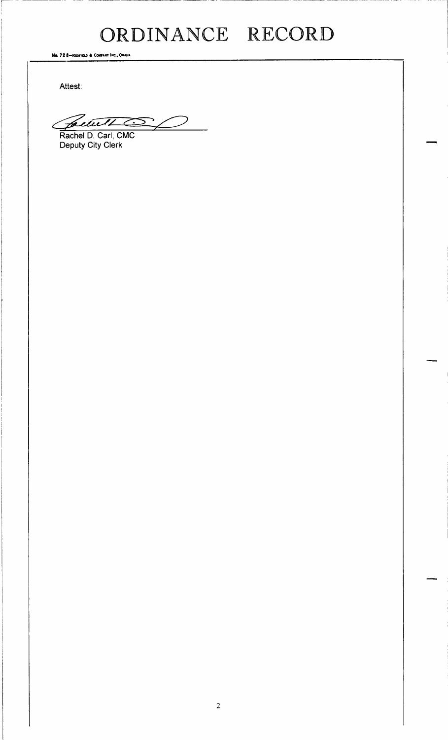Attest:

Rachel D. Carl, CMC
Deputy City Clerk